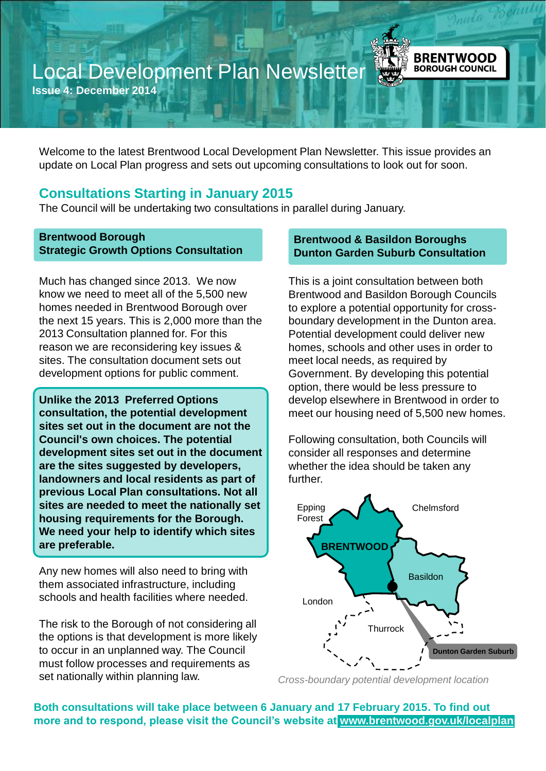# Local Development Plan Newsletter

**Issue 4: December 2014**

BRENTWOOD BOROUGH COUNCIL

Welcome to the latest Brentwood Local Development Plan Newsletter. This issue provides an update on Local Plan progress and sets out upcoming consultations to look out for soon.

## Consultations Starting in January 2015

The Council will be undertaking two consultations in parallel during January.

### Brentwood Borough Strategic Growth Options Consultation

Much has changed since 2013. We now know we need to meet all of the 5,500 new homes needed in Brentwood Borough over the next 15 years. This is 2,000 more than the 2013 Consultation planned for. For this reason we are reconsidering key issues & sites. The consultation document sets out development options for public comment.

**Unlike the 2013 Preferred Options consultation, the potential development sites set out in the document are not the Council's own choices. The potential development sites set out in the document are the sites suggested by developers, landowners and local residents as part of previous Local Plan consultations. Not all sites are needed to meet the nationally set housing requirements for the Borough. We need your help to identify which sites are preferable.**

Any new homes will also need to bring with them associated infrastructure, including schools and health facilities where needed.

The risk to the Borough of not considering all the options is that development is more likely to occur in an unplanned way. The Council must follow processes and requirements as set nationally within planning law.

### Brentwood & Basildon Boroughs Dunton Garden Suburb Consultation

This is a joint consultation between both Brentwood and Basildon Borough Councils to explore a potential opportunity for cross-boundary development in the Dunton area. Potential development could deliver new homes, schools and other uses in order to meet local needs, as required by Government. By developing this potential option, there would be less pressure to develop elsewhere in Brentwood in order to meet our housing need of 5,500 new homes.

Following consultation, both Councils will consider all responses and determine whether the idea should be taken any further.

Epping Forest | Chelmsford | BRENTWOOD | Basildon | London | Thurrock | Dunton Garden Suburb

*Cross-boundary potential development location*

**Both consultations will take place between 6 January and 17 February 2015. To find out more and to respond, please visit the Council's website at www.brentwood.gov.uk/localplan**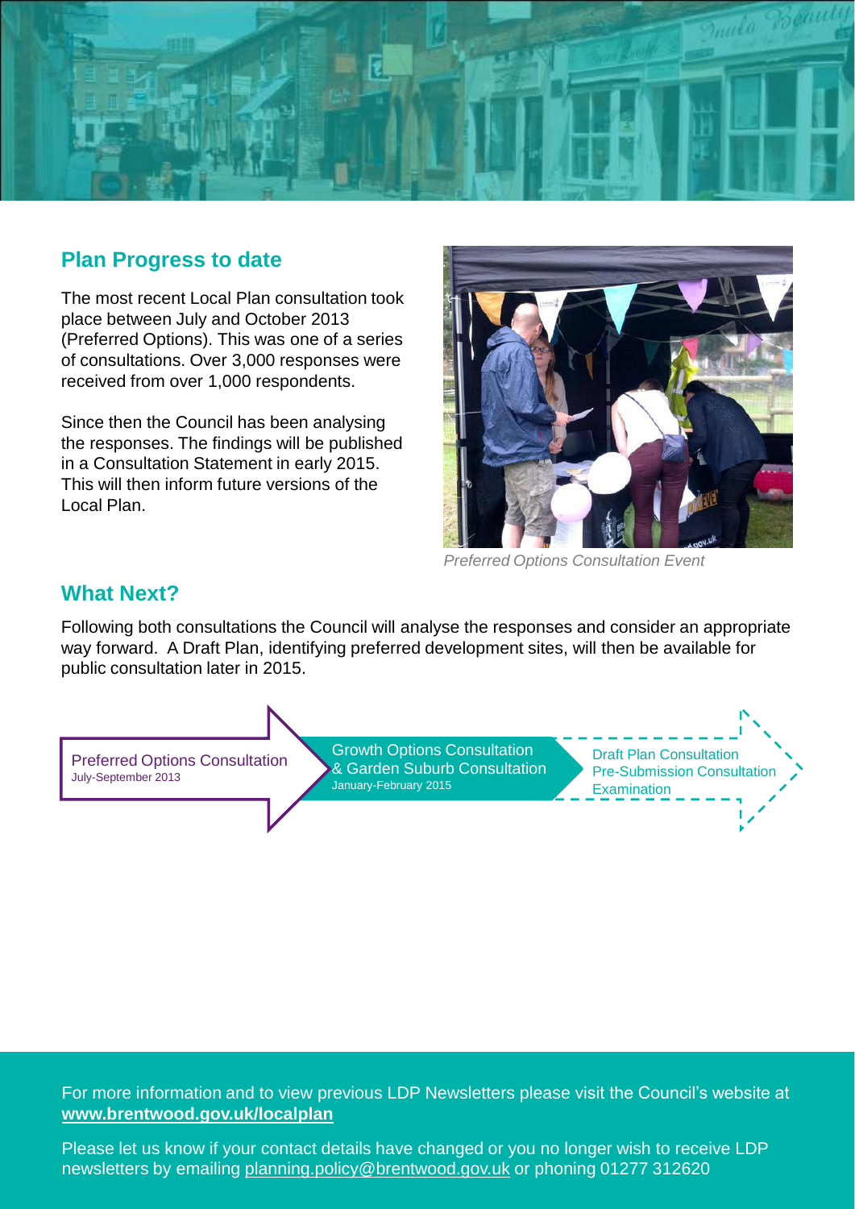## Plan Progress to date

The most recent Local Plan consultation took place between July and October 2013 (Preferred Options). This was one of a series of consultations. Over 3,000 responses were received from over 1,000 respondents.

Since then the Council has been analysing the responses. The findings will be published in a Consultation Statement in early 2015. This will then inform future versions of the Local Plan.

*Preferred Options Consultation Event*

## What Next?

Following both consultations the Council will analyse the responses and consider an appropriate way forward. A Draft Plan, identifying preferred development sites, will then be available for public consultation later in 2015.

Preferred Options Consultation
July-September 2013

Growth Options Consultation & Garden Suburb Consultation
January-February 2015

Draft Plan Consultation
Pre-Submission Consultation
Examination

For more information and to view previous LDP Newsletters please visit the Council's website at **www.brentwood.gov.uk/localplan**

Please let us know if your contact details have changed or you no longer wish to receive LDP newsletters by emailing planning.policy@brentwood.gov.uk or phoning 01277 312620